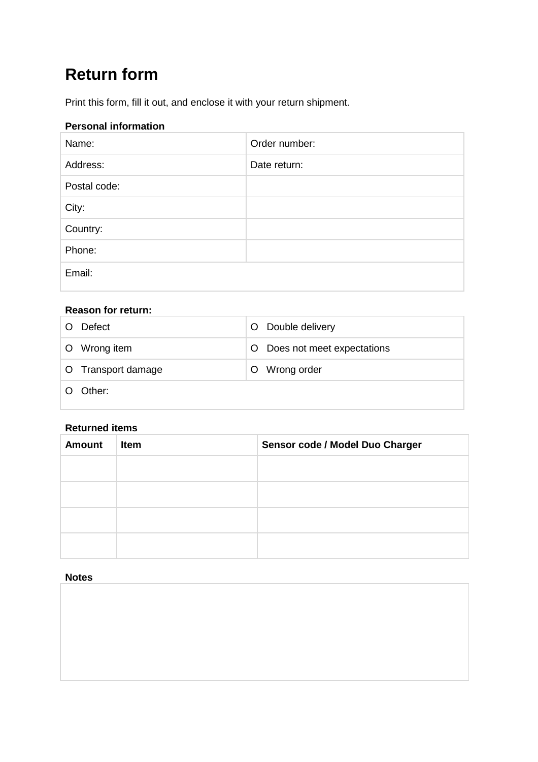# Return form

Print this form, fill it out, and enclose it with your return shipment.

**Personal information**

| Name: | Order number: |
|---|---|
| Address: | Date return: |
| Postal code: | |
| City: | |
| Country: | |
| Phone: | |
| Email: | |

**Reason for return:**

| O Defect | O Double delivery |
|---|---|
| O Wrong item | O Does not meet expectations |
| O Transport damage | O Wrong order |
| O Other: | |

**Returned items**

| Amount | Item | Sensor code / Model Duo Charger |
|---|---|---|
| | | |
| | | |
| | | |
| | | |

**Notes**

| |
|---|
| |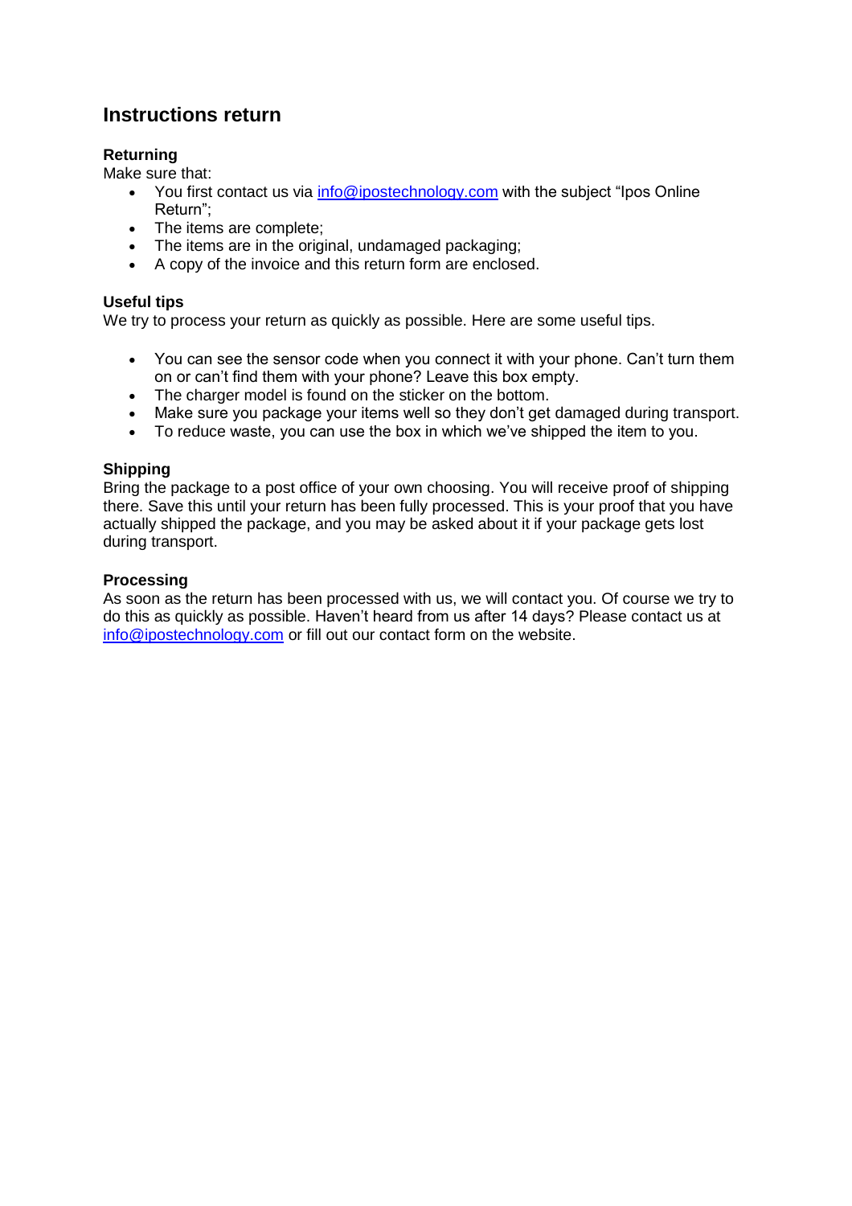## Instructions return

### Returning

Make sure that:

- You first contact us via info@ipostechnology.com with the subject "Ipos Online Return";
- The items are complete;
- The items are in the original, undamaged packaging;
- A copy of the invoice and this return form are enclosed.

### Useful tips

We try to process your return as quickly as possible. Here are some useful tips.

- You can see the sensor code when you connect it with your phone. Can't turn them on or can't find them with your phone? Leave this box empty.
- The charger model is found on the sticker on the bottom.
- Make sure you package your items well so they don't get damaged during transport.
- To reduce waste, you can use the box in which we've shipped the item to you.

### Shipping

Bring the package to a post office of your own choosing. You will receive proof of shipping there. Save this until your return has been fully processed. This is your proof that you have actually shipped the package, and you may be asked about it if your package gets lost during transport.

### Processing

As soon as the return has been processed with us, we will contact you. Of course we try to do this as quickly as possible. Haven't heard from us after 14 days? Please contact us at info@ipostechnology.com or fill out our contact form on the website.